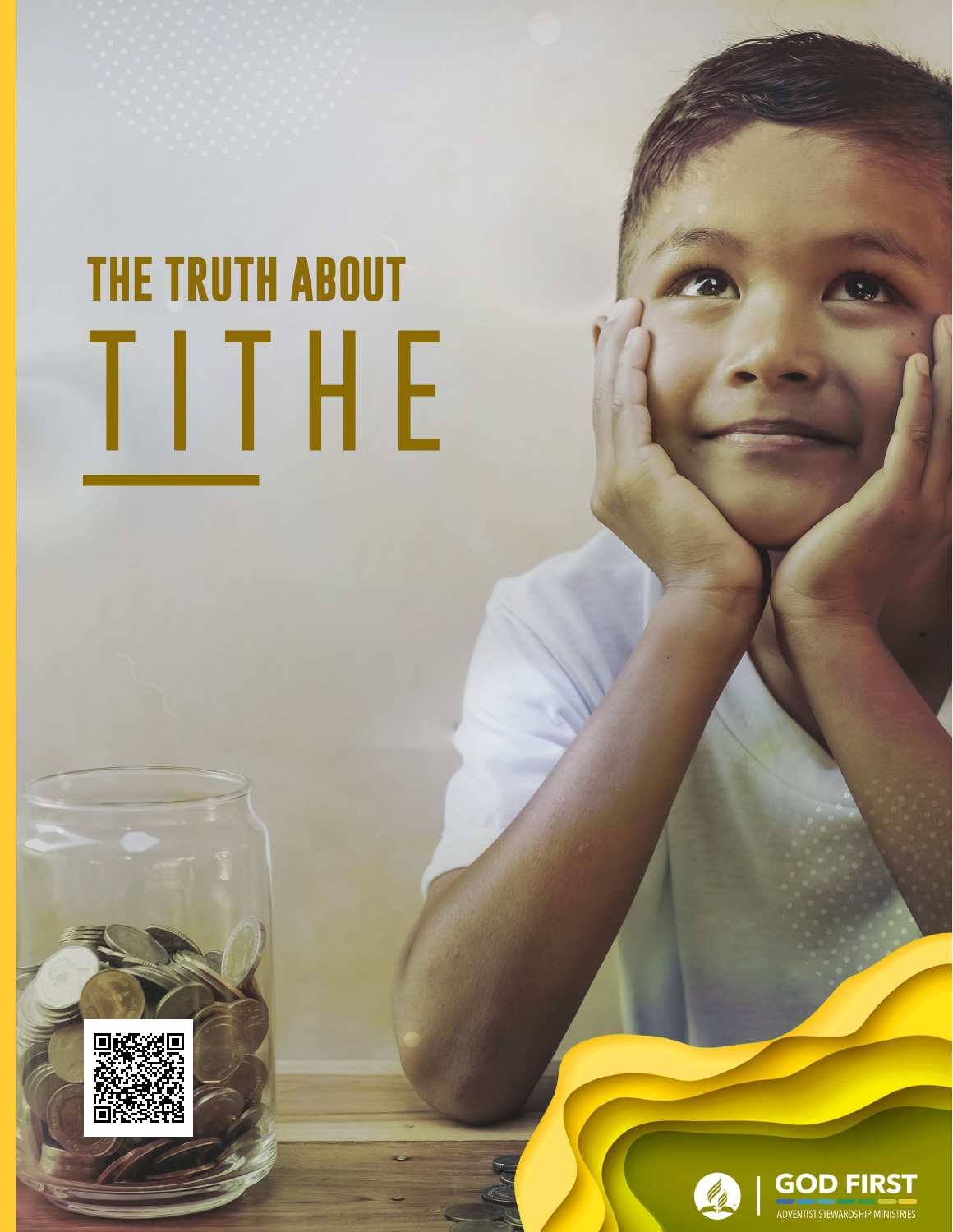# THE TRUTH ABOUT TITHE

GOD FIRST

ADVENTIST STEWARDSHIP MINISTRIES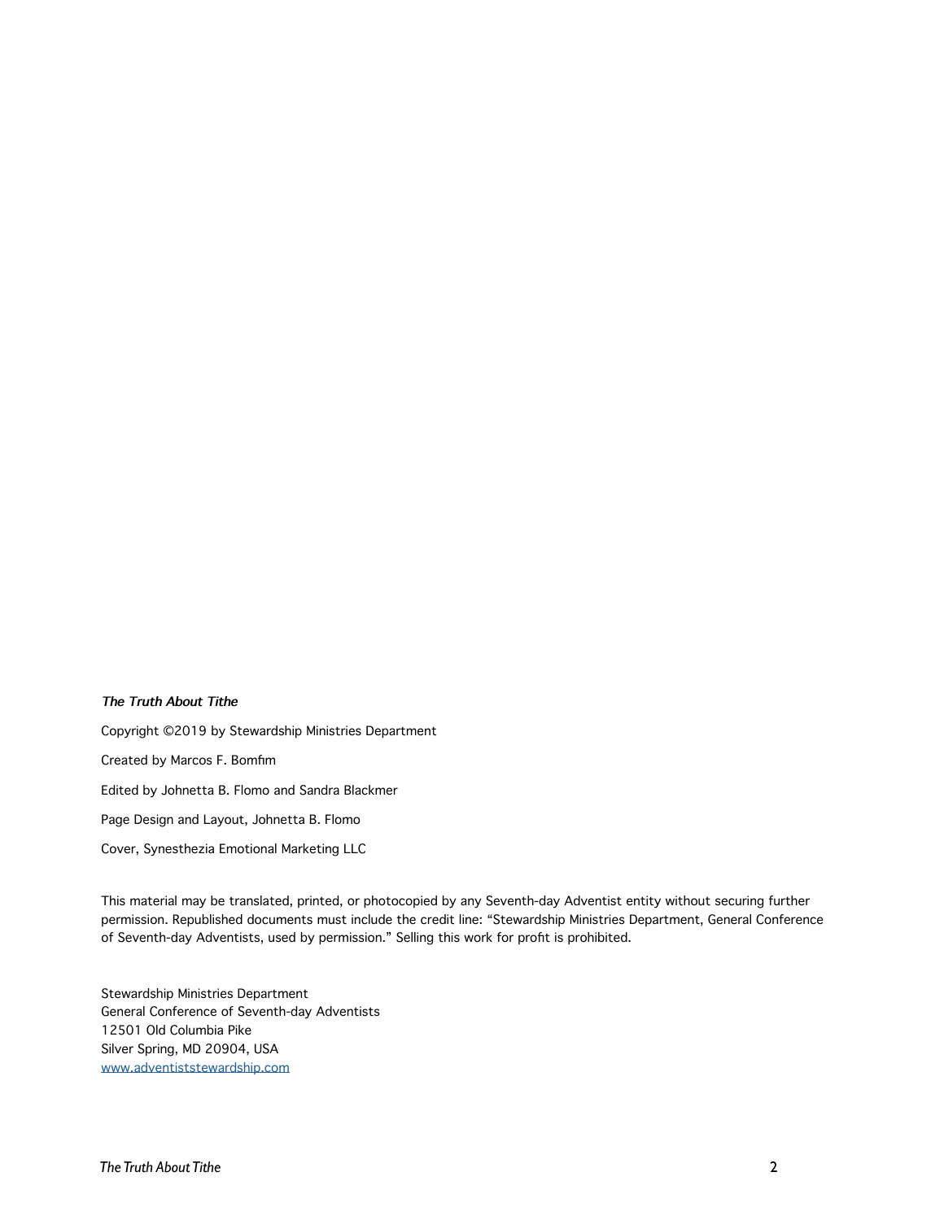*The Truth About Tithe*

Copyright ©2019 by Stewardship Ministries Department

Created by Marcos F. Bomfim

Edited by Johnetta B. Flomo and Sandra Blackmer

Page Design and Layout, Johnetta B. Flomo

Cover, Synesthezia Emotional Marketing LLC

This material may be translated, printed, or photocopied by any Seventh-day Adventist entity without securing further permission. Republished documents must include the credit line: "Stewardship Ministries Department, General Conference of Seventh-day Adventists, used by permission." Selling this work for profit is prohibited.

Stewardship Ministries Department
General Conference of Seventh-day Adventists
12501 Old Columbia Pike
Silver Spring, MD 20904, USA
www.adventiststewardship.com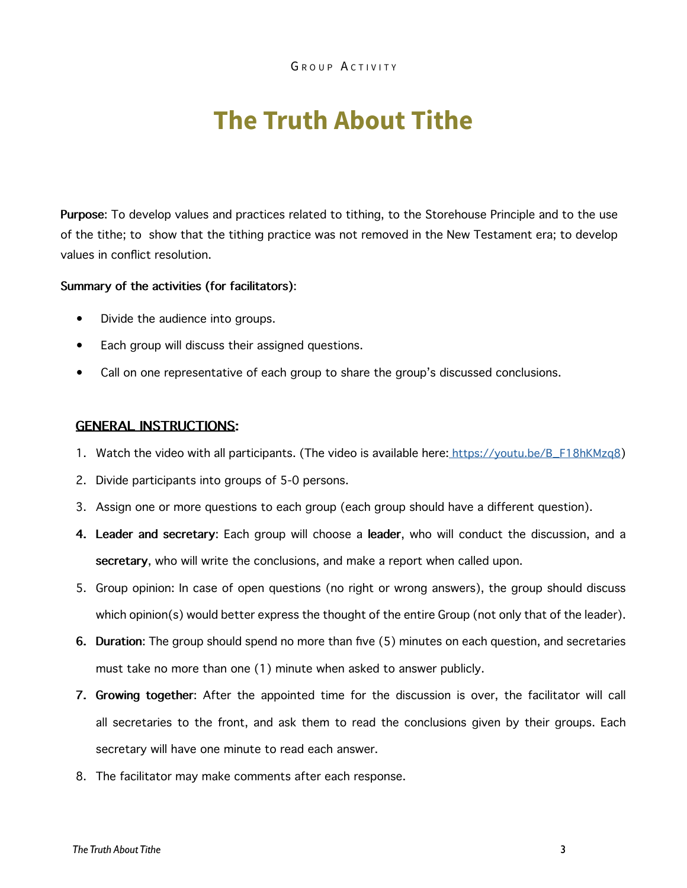GROUP ACTIVITY

# The Truth About Tithe

**Purpose**: To develop values and practices related to tithing, to the Storehouse Principle and to the use of the tithe; to show that the tithing practice was not removed in the New Testament era; to develop values in conflict resolution.

**Summary of the activities (for facilitators)**:

- Divide the audience into groups.
- Each group will discuss their assigned questions.
- Call on one representative of each group to share the group's discussed conclusions.

## GENERAL INSTRUCTIONS:

1. Watch the video with all participants. (The video is available here: https://youtu.be/B_F18hKMzq8)
2. Divide participants into groups of 5-0 persons.
3. Assign one or more questions to each group (each group should have a different question).
4. **Leader and secretary**: Each group will choose a **leader**, who will conduct the discussion, and a **secretary**, who will write the conclusions, and make a report when called upon.
5. Group opinion: In case of open questions (no right or wrong answers), the group should discuss which opinion(s) would better express the thought of the entire Group (not only that of the leader).
6. **Duration**: The group should spend no more than five (5) minutes on each question, and secretaries must take no more than one (1) minute when asked to answer publicly.
7. **Growing together**: After the appointed time for the discussion is over, the facilitator will call all secretaries to the front, and ask them to read the conclusions given by their groups. Each secretary will have one minute to read each answer.
8. The facilitator may make comments after each response.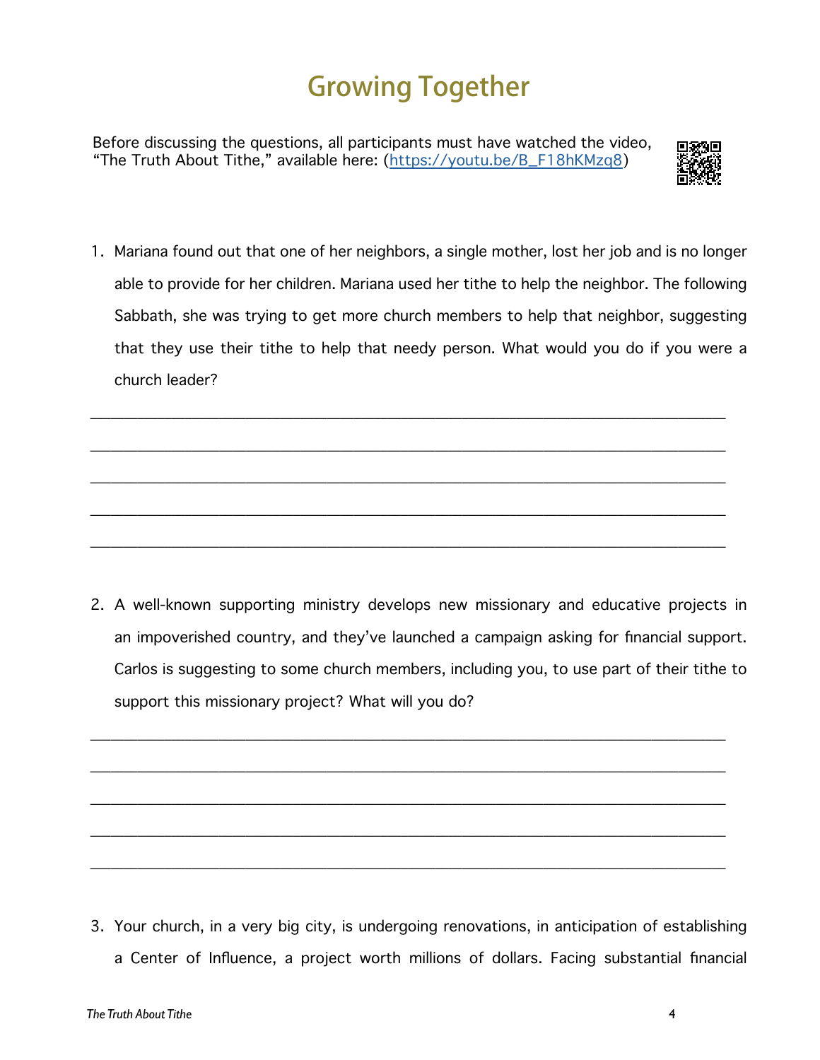# Growing Together

Before discussing the questions, all participants must have watched the video, "The Truth About Tithe," available here: (https://youtu.be/B_F18hKMzq8)

1. Mariana found out that one of her neighbors, a single mother, lost her job and is no longer able to provide for her children. Mariana used her tithe to help the neighbor. The following Sabbath, she was trying to get more church members to help that neighbor, suggesting that they use their tithe to help that needy person. What would you do if you were a church leader?

_______________________________________________________________________________

_______________________________________________________________________________

_______________________________________________________________________________

_______________________________________________________________________________

_______________________________________________________________________________

2. A well-known supporting ministry develops new missionary and educative projects in an impoverished country, and they've launched a campaign asking for financial support. Carlos is suggesting to some church members, including you, to use part of their tithe to support this missionary project? What will you do?

_______________________________________________________________________________

_______________________________________________________________________________

_______________________________________________________________________________

_______________________________________________________________________________

_______________________________________________________________________________

3. Your church, in a very big city, is undergoing renovations, in anticipation of establishing a Center of Influence, a project worth millions of dollars. Facing substantial financial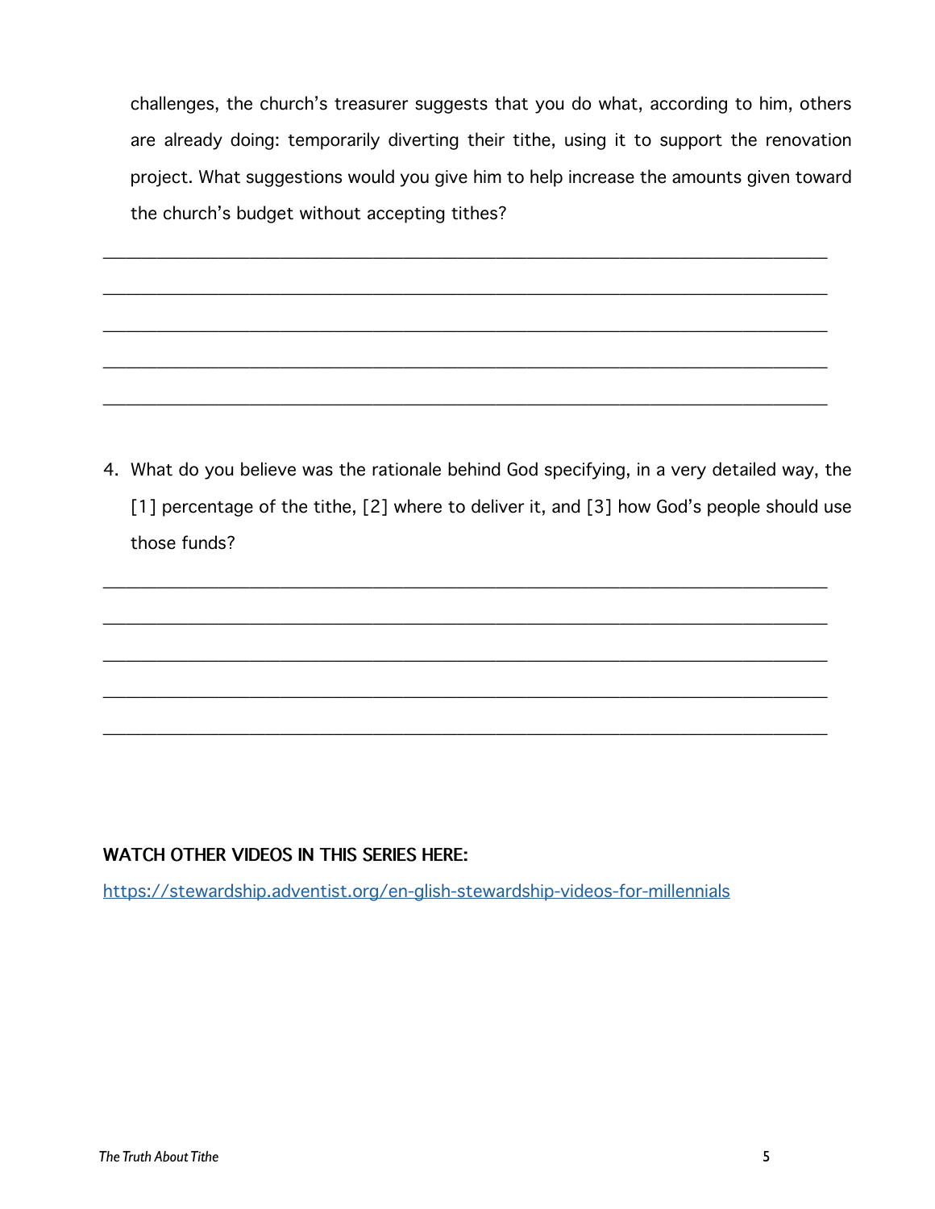challenges, the church's treasurer suggests that you do what, according to him, others are already doing: temporarily diverting their tithe, using it to support the renovation project. What suggestions would you give him to help increase the amounts given toward the church's budget without accepting tithes?

_______________________________________________________________________________

_______________________________________________________________________________

_______________________________________________________________________________

_______________________________________________________________________________

_______________________________________________________________________________

4. What do you believe was the rationale behind God specifying, in a very detailed way, the [1] percentage of the tithe, [2] where to deliver it, and [3] how God's people should use those funds?

_______________________________________________________________________________

_______________________________________________________________________________

_______________________________________________________________________________

_______________________________________________________________________________

_______________________________________________________________________________

**WATCH OTHER VIDEOS IN THIS SERIES HERE:**

https://stewardship.adventist.org/en-glish-stewardship-videos-for-millennials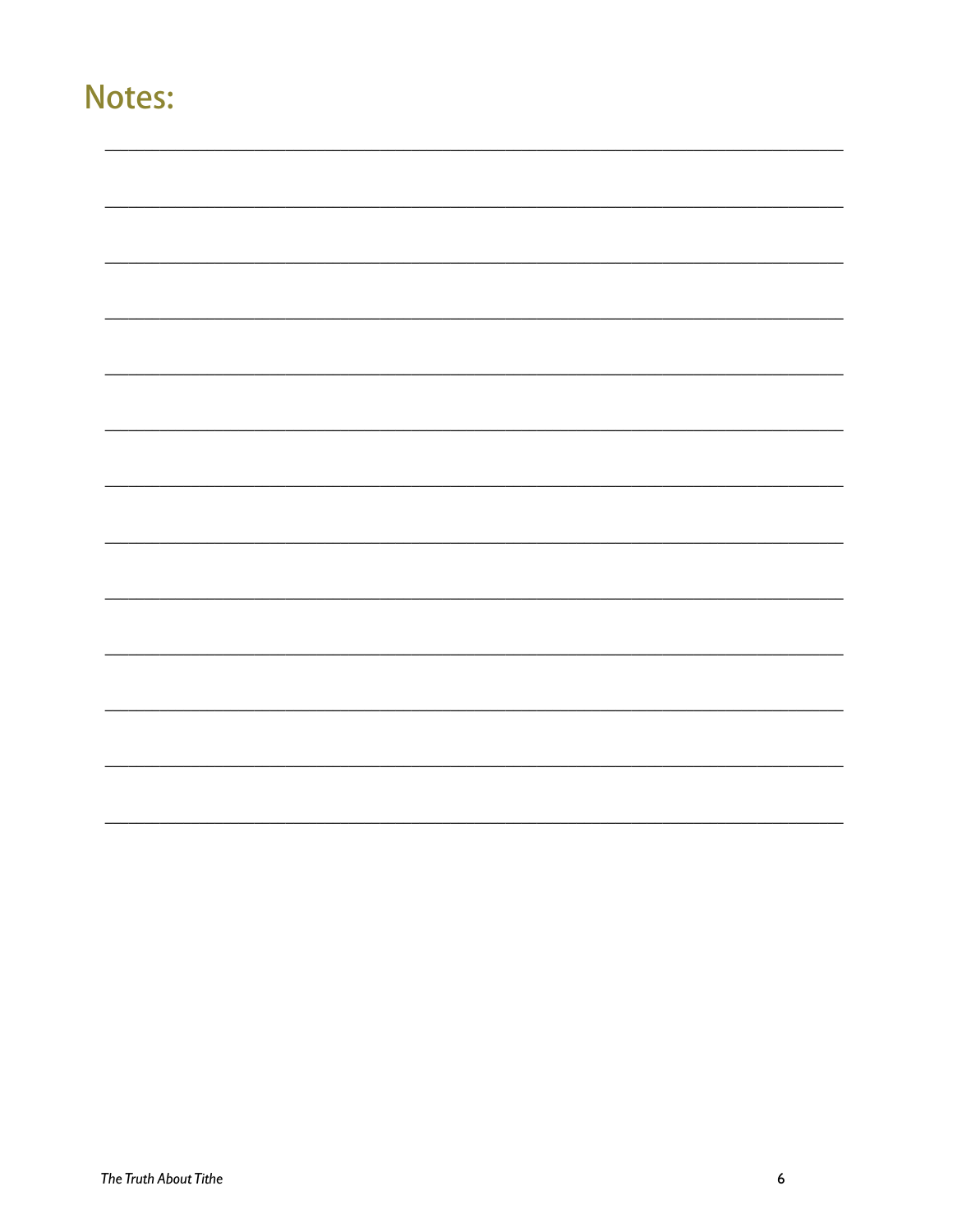# Notes:

_______________________________________________________________________________

_______________________________________________________________________________

_______________________________________________________________________________

_______________________________________________________________________________

_______________________________________________________________________________

_______________________________________________________________________________

_______________________________________________________________________________

_______________________________________________________________________________

_______________________________________________________________________________

_______________________________________________________________________________

_______________________________________________________________________________

_______________________________________________________________________________

_______________________________________________________________________________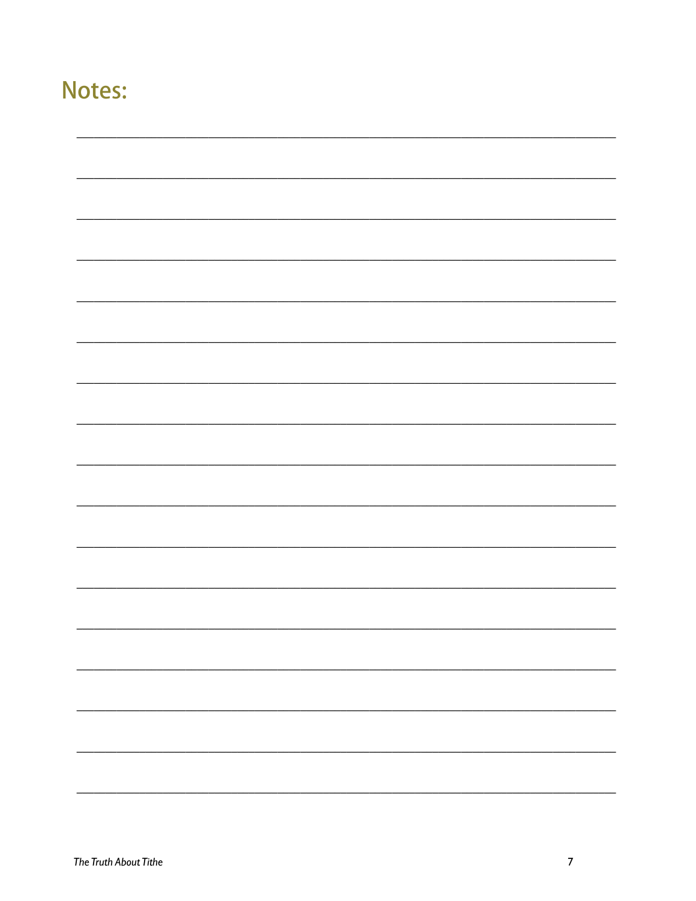## Notes: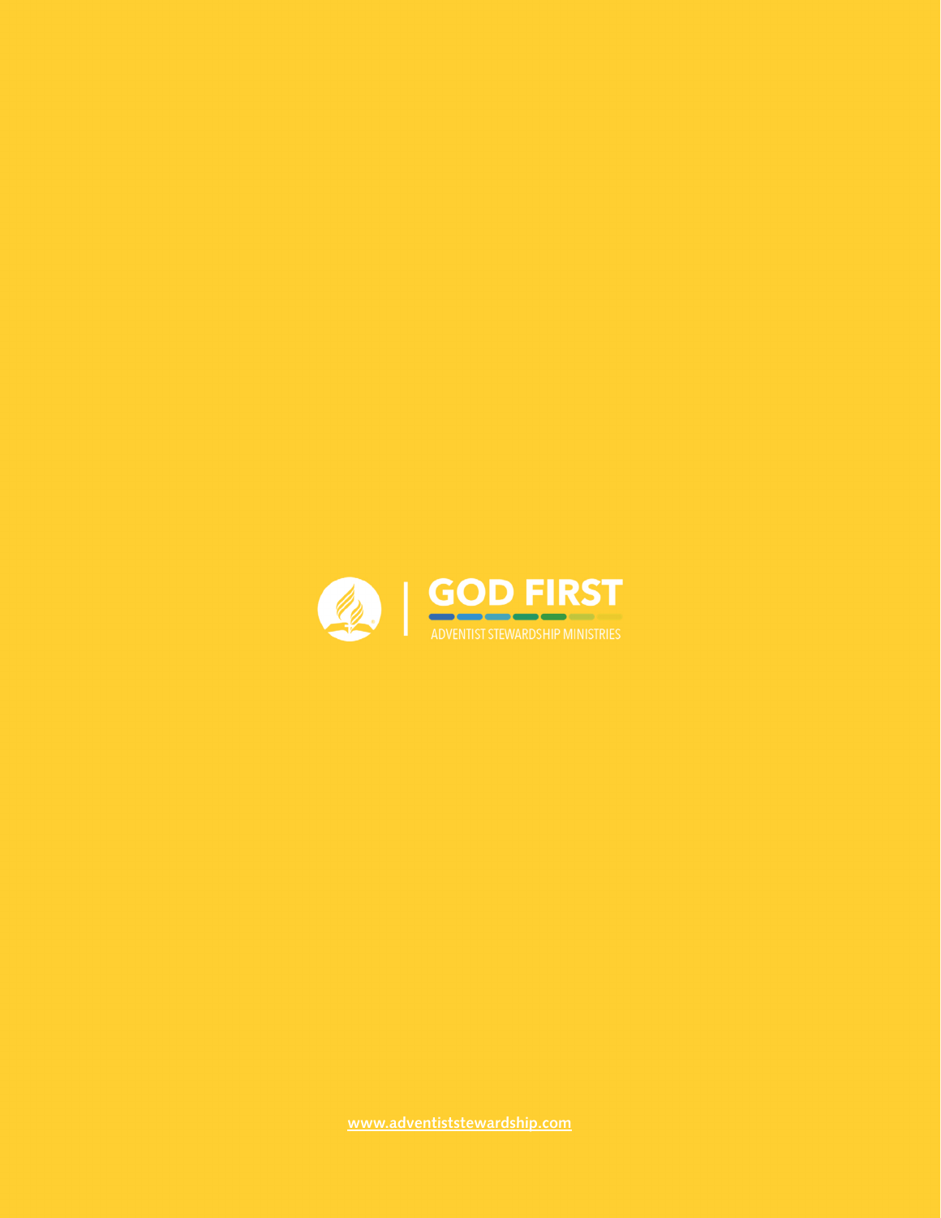GOD FIRST

ADVENTIST STEWARDSHIP MINISTRIES

www.adventiststewardship.com